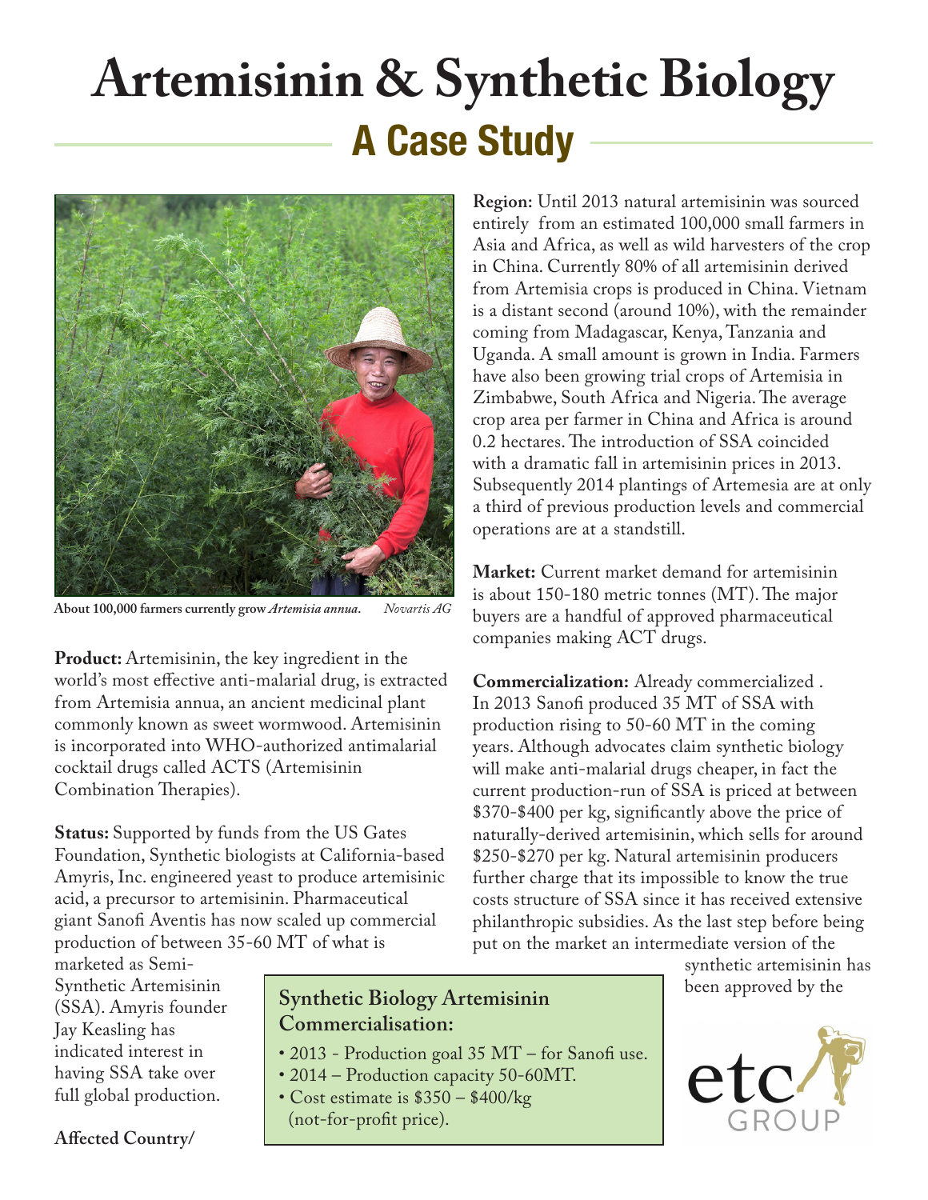# Artemisinin & Synthetic Biology

## A Case Study

About 100,000 farmers currently grow *Artemisia annua*. *Novartis AG*

**Product:** Artemisinin, the key ingredient in the world's most effective anti-malarial drug, is extracted from Artemisia annua, an ancient medicinal plant commonly known as sweet wormwood. Artemisinin is incorporated into WHO-authorized antimalarial cocktail drugs called ACTS (Artemisinin Combination Therapies).

**Status:** Supported by funds from the US Gates Foundation, Synthetic biologists at California-based Amyris, Inc. engineered yeast to produce artemisinic acid, a precursor to artemisinin. Pharmaceutical giant Sanofi Aventis has now scaled up commercial production of between 35-60 MT of what is marketed as Semi-Synthetic Artemisinin (SSA). Amyris founder Jay Keasling has indicated interest in having SSA take over full global production.

**Affected Country/Region:** Until 2013 natural artemisinin was sourced entirely from an estimated 100,000 small farmers in Asia and Africa, as well as wild harvesters of the crop in China. Currently 80% of all artemisinin derived from Artemisia crops is produced in China. Vietnam is a distant second (around 10%), with the remainder coming from Madagascar, Kenya, Tanzania and Uganda. A small amount is grown in India. Farmers have also been growing trial crops of Artemisia in Zimbabwe, South Africa and Nigeria. The average crop area per farmer in China and Africa is around 0.2 hectares. The introduction of SSA coincided with a dramatic fall in artemisinin prices in 2013. Subsequently 2014 plantings of Artemesia are at only a third of previous production levels and commercial operations are at a standstill.

**Market:** Current market demand for artemisinin is about 150-180 metric tonnes (MT). The major buyers are a handful of approved pharmaceutical companies making ACT drugs.

**Commercialization:** Already commercialized . In 2013 Sanofi produced 35 MT of SSA with production rising to 50-60 MT in the coming years. Although advocates claim synthetic biology will make anti-malarial drugs cheaper, in fact the current production-run of SSA is priced at between $370-$400 per kg, significantly above the price of naturally-derived artemisinin, which sells for around $250-$270 per kg. Natural artemisinin producers further charge that its impossible to know the true costs structure of SSA since it has received extensive philanthropic subsidies. As the last step before being put on the market an intermediate version of the synthetic artemisinin has been approved by the

> **Synthetic Biology Artemisinin Commercialisation:**
>
> - 2013 - Production goal 35 MT – for Sanofi use.
> - 2014 – Production capacity 50-60MT.
> - Cost estimate is $350 – $400/kg (not-for-profit price).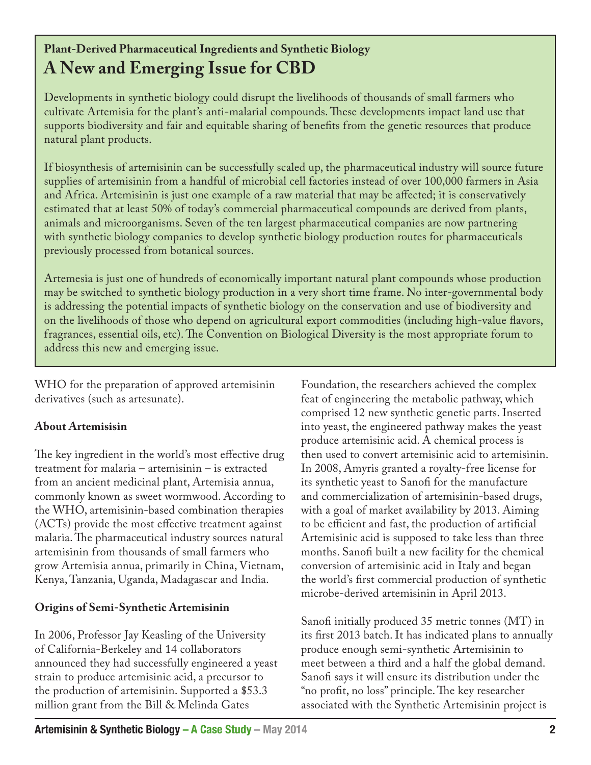## Plant-Derived Pharmaceutical Ingredients and Synthetic Biology

# A New and Emerging Issue for CBD

Developments in synthetic biology could disrupt the livelihoods of thousands of small farmers who cultivate Artemisia for the plant's anti-malarial compounds. These developments impact land use that supports biodiversity and fair and equitable sharing of benefits from the genetic resources that produce natural plant products.

If biosynthesis of artemisinin can be successfully scaled up, the pharmaceutical industry will source future supplies of artemisinin from a handful of microbial cell factories instead of over 100,000 farmers in Asia and Africa. Artemisinin is just one example of a raw material that may be affected; it is conservatively estimated that at least 50% of today's commercial pharmaceutical compounds are derived from plants, animals and microorganisms. Seven of the ten largest pharmaceutical companies are now partnering with synthetic biology companies to develop synthetic biology production routes for pharmaceuticals previously processed from botanical sources.

Artemesia is just one of hundreds of economically important natural plant compounds whose production may be switched to synthetic biology production in a very short time frame. No inter-governmental body is addressing the potential impacts of synthetic biology on the conservation and use of biodiversity and on the livelihoods of those who depend on agricultural export commodities (including high-value flavors, fragrances, essential oils, etc). The Convention on Biological Diversity is the most appropriate forum to address this new and emerging issue.

WHO for the preparation of approved artemisinin derivatives (such as artesunate).

**About Artemisisin**

The key ingredient in the world's most effective drug treatment for malaria – artemisinin – is extracted from an ancient medicinal plant, Artemisia annua, commonly known as sweet wormwood. According to the WHO, artemisinin-based combination therapies (ACTs) provide the most effective treatment against malaria. The pharmaceutical industry sources natural artemisinin from thousands of small farmers who grow Artemisia annua, primarily in China, Vietnam, Kenya, Tanzania, Uganda, Madagascar and India.

**Origins of Semi-Synthetic Artemisinin**

In 2006, Professor Jay Keasling of the University of California-Berkeley and 14 collaborators announced they had successfully engineered a yeast strain to produce artemisinic acid, a precursor to the production of artemisinin. Supported a $53.3 million grant from the Bill & Melinda Gates Foundation, the researchers achieved the complex feat of engineering the metabolic pathway, which comprised 12 new synthetic genetic parts. Inserted into yeast, the engineered pathway makes the yeast produce artemisinic acid. A chemical process is then used to convert artemisinic acid to artemisinin. In 2008, Amyris granted a royalty-free license for its synthetic yeast to Sanofi for the manufacture and commercialization of artemisinin-based drugs, with a goal of market availability by 2013. Aiming to be efficient and fast, the production of artificial Artemisinic acid is supposed to take less than three months. Sanofi built a new facility for the chemical conversion of artemisinic acid in Italy and began the world's first commercial production of synthetic microbe-derived artemisinin in April 2013.

Sanofi initially produced 35 metric tonnes (MT) in its first 2013 batch. It has indicated plans to annually produce enough semi-synthetic Artemisinin to meet between a third and a half the global demand. Sanofi says it will ensure its distribution under the "no profit, no loss" principle. The key researcher associated with the Synthetic Artemisinin project is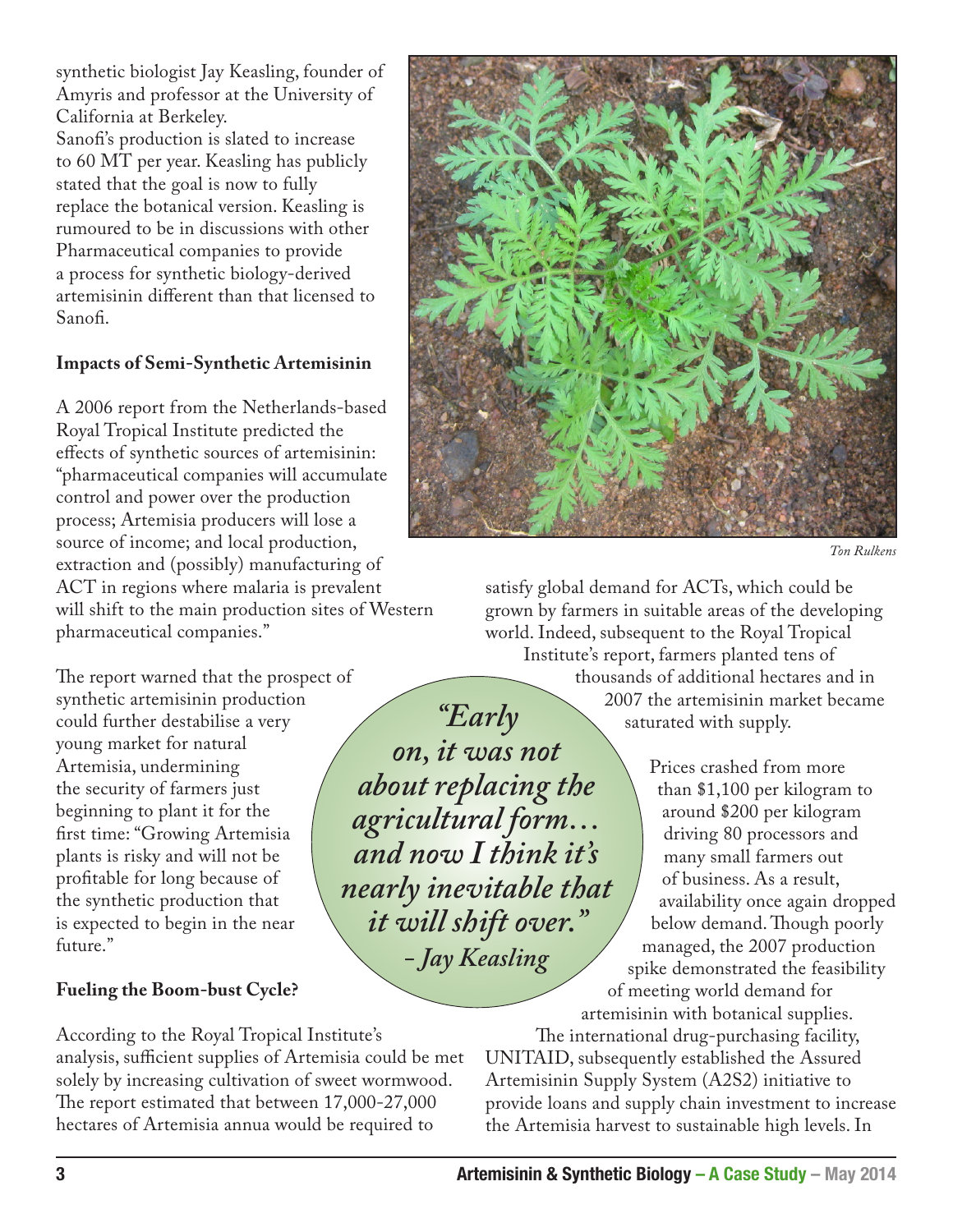synthetic biologist Jay Keasling, founder of Amyris and professor at the University of California at Berkeley.

Sanofi's production is slated to increase to 60 MT per year. Keasling has publicly stated that the goal is now to fully replace the botanical version. Keasling is rumoured to be in discussions with other Pharmaceutical companies to provide a process for synthetic biology-derived artemisinin different than that licensed to Sanofi.

**Impacts of Semi-Synthetic Artemisinin**

A 2006 report from the Netherlands-based Royal Tropical Institute predicted the effects of synthetic sources of artemisinin: "pharmaceutical companies will accumulate control and power over the production process; Artemisia producers will lose a source of income; and local production, extraction and (possibly) manufacturing of ACT in regions where malaria is prevalent will shift to the main production sites of Western pharmaceutical companies."

The report warned that the prospect of synthetic artemisinin production could further destabilise a very young market for natural Artemisia, undermining the security of farmers just beginning to plant it for the first time: "Growing Artemisia plants is risky and will not be profitable for long because of the synthetic production that is expected to begin in the near future."

*Ton Rulkens*

> ***"Early on, it was not about replacing the agricultural form… and now I think it's nearly inevitable that it will shift over." - Jay Keasling***

**Fueling the Boom-bust Cycle?**

According to the Royal Tropical Institute's analysis, sufficient supplies of Artemisia could be met solely by increasing cultivation of sweet wormwood. The report estimated that between 17,000-27,000 hectares of Artemisia annua would be required to satisfy global demand for ACTs, which could be grown by farmers in suitable areas of the developing world. Indeed, subsequent to the Royal Tropical Institute's report, farmers planted tens of thousands of additional hectares and in 2007 the artemisinin market became saturated with supply.

Prices crashed from more than $1,100 per kilogram to around $200 per kilogram driving 80 processors and many small farmers out of business. As a result, availability once again dropped below demand. Though poorly managed, the 2007 production spike demonstrated the feasibility of meeting world demand for artemisinin with botanical supplies.

The international drug-purchasing facility, UNITAID, subsequently established the Assured Artemisinin Supply System (A2S2) initiative to provide loans and supply chain investment to increase the Artemisia harvest to sustainable high levels. In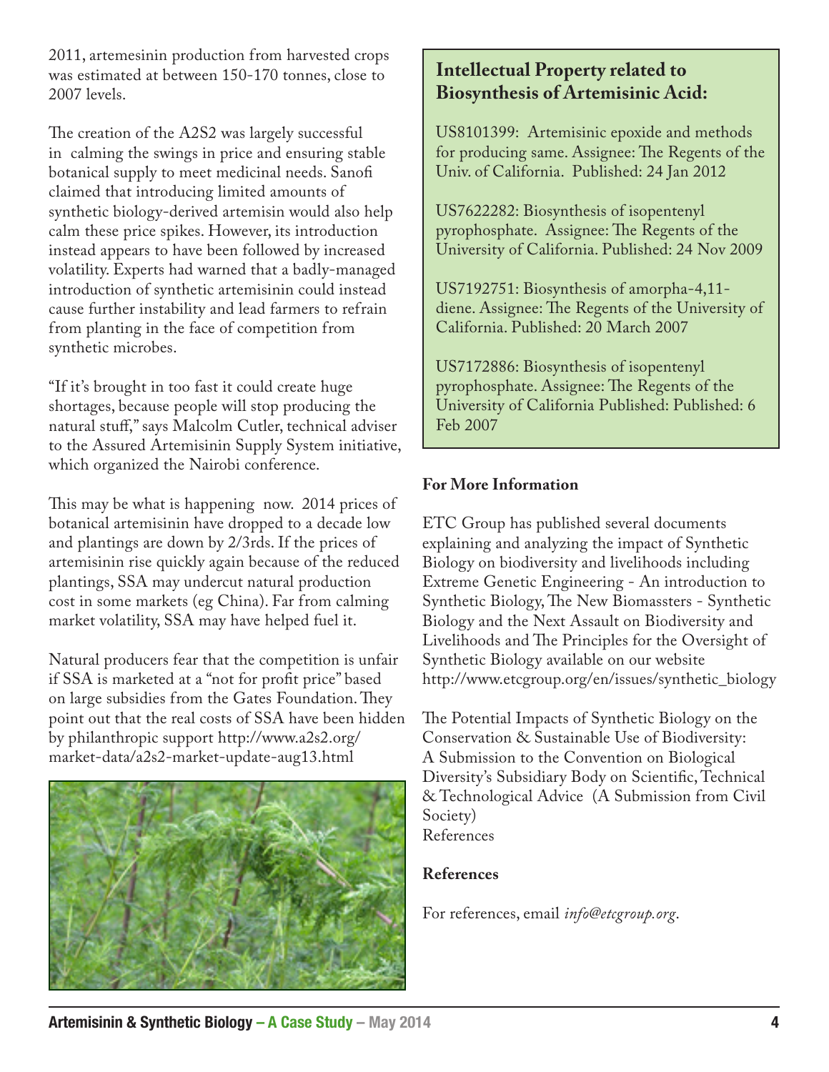2011, artemesinin production from harvested crops was estimated at between 150-170 tonnes, close to 2007 levels.

The creation of the A2S2 was largely successful in calming the swings in price and ensuring stable botanical supply to meet medicinal needs. Sanofi claimed that introducing limited amounts of synthetic biology-derived artemisin would also help calm these price spikes. However, its introduction instead appears to have been followed by increased volatility. Experts had warned that a badly-managed introduction of synthetic artemisinin could instead cause further instability and lead farmers to refrain from planting in the face of competition from synthetic microbes.

"If it's brought in too fast it could create huge shortages, because people will stop producing the natural stuff," says Malcolm Cutler, technical adviser to the Assured Artemisinin Supply System initiative, which organized the Nairobi conference.

This may be what is happening now. 2014 prices of botanical artemisinin have dropped to a decade low and plantings are down by 2/3rds. If the prices of artemisinin rise quickly again because of the reduced plantings, SSA may undercut natural production cost in some markets (eg China). Far from calming market volatility, SSA may have helped fuel it.

Natural producers fear that the competition is unfair if SSA is marketed at a "not for profit price" based on large subsidies from the Gates Foundation. They point out that the real costs of SSA have been hidden by philanthropic support http://www.a2s2.org/market-data/a2s2-market-update-aug13.html

## Intellectual Property related to Biosynthesis of Artemisinic Acid:

US8101399: Artemisinic epoxide and methods for producing same. Assignee: The Regents of the Univ. of California. Published: 24 Jan 2012

US7622282: Biosynthesis of isopentenyl pyrophosphate. Assignee: The Regents of the University of California. Published: 24 Nov 2009

US7192751: Biosynthesis of amorpha-4,11-diene. Assignee: The Regents of the University of California. Published: 20 March 2007

US7172886: Biosynthesis of isopentenyl pyrophosphate. Assignee: The Regents of the University of California Published: Published: 6 Feb 2007

**For More Information**

ETC Group has published several documents explaining and analyzing the impact of Synthetic Biology on biodiversity and livelihoods including Extreme Genetic Engineering - An introduction to Synthetic Biology, The New Biomassters - Synthetic Biology and the Next Assault on Biodiversity and Livelihoods and The Principles for the Oversight of Synthetic Biology available on our website http://www.etcgroup.org/en/issues/synthetic_biology

The Potential Impacts of Synthetic Biology on the Conservation & Sustainable Use of Biodiversity: A Submission to the Convention on Biological Diversity's Subsidiary Body on Scientific, Technical & Technological Advice (A Submission from Civil Society)
References

**References**

For references, email *info@etcgroup.org*.